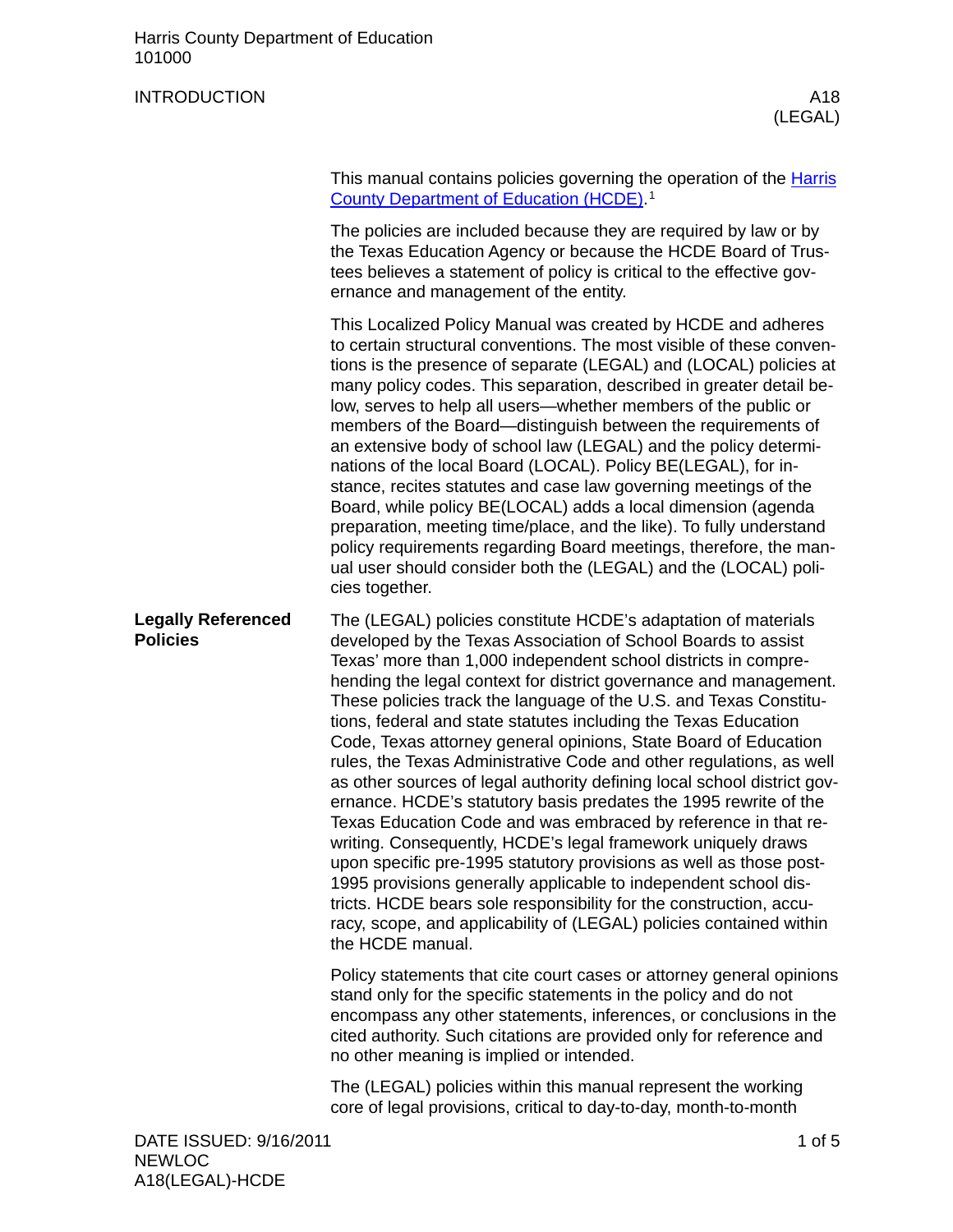Harris County Department of Education
101000

# INTRODUCTION

A18 (LEGAL)

This manual contains policies governing the operation of the Harris County Department of Education (HCDE).[1]

The policies are included because they are required by law or by the Texas Education Agency or because the HCDE Board of Trustees believes a statement of policy is critical to the effective governance and management of the entity.

This Localized Policy Manual was created by HCDE and adheres to certain structural conventions. The most visible of these conventions is the presence of separate (LEGAL) and (LOCAL) policies at many policy codes. This separation, described in greater detail below, serves to help all users—whether members of the public or members of the Board—distinguish between the requirements of an extensive body of school law (LEGAL) and the policy determinations of the local Board (LOCAL). Policy BE(LEGAL), for instance, recites statutes and case law governing meetings of the Board, while policy BE(LOCAL) adds a local dimension (agenda preparation, meeting time/place, and the like). To fully understand policy requirements regarding Board meetings, therefore, the manual user should consider both the (LEGAL) and the (LOCAL) policies together.

## Legally Referenced Policies

The (LEGAL) policies constitute HCDE's adaptation of materials developed by the Texas Association of School Boards to assist Texas' more than 1,000 independent school districts in comprehending the legal context for district governance and management. These policies track the language of the U.S. and Texas Constitutions, federal and state statutes including the Texas Education Code, Texas attorney general opinions, State Board of Education rules, the Texas Administrative Code and other regulations, as well as other sources of legal authority defining local school district governance. HCDE's statutory basis predates the 1995 rewrite of the Texas Education Code and was embraced by reference in that rewriting. Consequently, HCDE's legal framework uniquely draws upon specific pre-1995 statutory provisions as well as those post-1995 provisions generally applicable to independent school districts. HCDE bears sole responsibility for the construction, accuracy, scope, and applicability of (LEGAL) policies contained within the HCDE manual.

Policy statements that cite court cases or attorney general opinions stand only for the specific statements in the policy and do not encompass any other statements, inferences, or conclusions in the cited authority. Such citations are provided only for reference and no other meaning is implied or intended.

The (LEGAL) policies within this manual represent the working core of legal provisions, critical to day-to-day, month-to-month

DATE ISSUED: 9/16/2011
NEWLOC
A18(LEGAL)-HCDE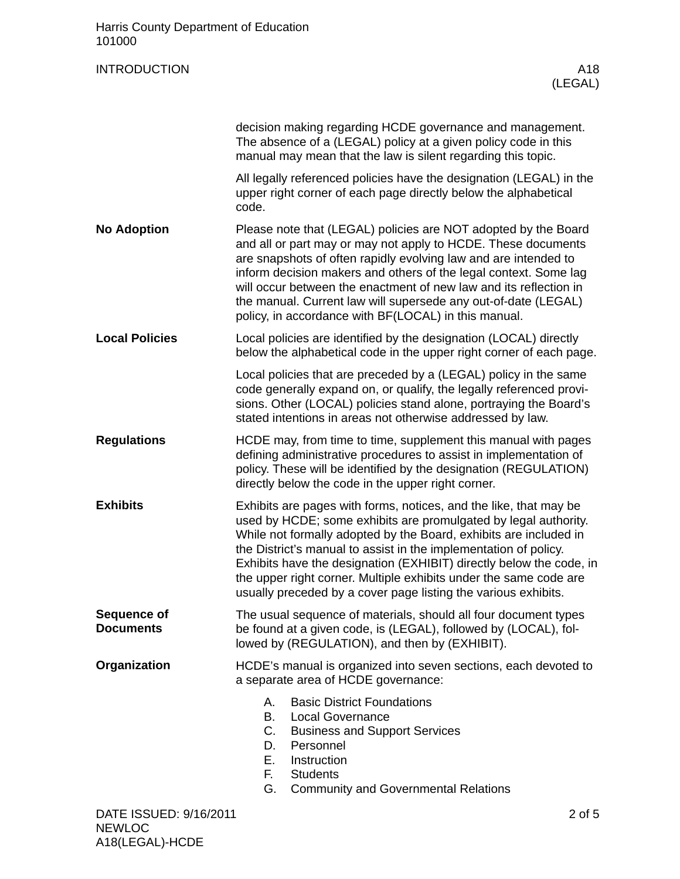decision making regarding HCDE governance and management. The absence of a (LEGAL) policy at a given policy code in this manual may mean that the law is silent regarding this topic.

All legally referenced policies have the designation (LEGAL) in the upper right corner of each page directly below the alphabetical code.

**No Adoption**

Please note that (LEGAL) policies are NOT adopted by the Board and all or part may or may not apply to HCDE. These documents are snapshots of often rapidly evolving law and are intended to inform decision makers and others of the legal context. Some lag will occur between the enactment of new law and its reflection in the manual. Current law will supersede any out-of-date (LEGAL) policy, in accordance with BF(LOCAL) in this manual.

**Local Policies**

Local policies are identified by the designation (LOCAL) directly below the alphabetical code in the upper right corner of each page.

Local policies that are preceded by a (LEGAL) policy in the same code generally expand on, or qualify, the legally referenced provisions. Other (LOCAL) policies stand alone, portraying the Board's stated intentions in areas not otherwise addressed by law.

**Regulations**

HCDE may, from time to time, supplement this manual with pages defining administrative procedures to assist in implementation of policy. These will be identified by the designation (REGULATION) directly below the code in the upper right corner.

**Exhibits**

Exhibits are pages with forms, notices, and the like, that may be used by HCDE; some exhibits are promulgated by legal authority. While not formally adopted by the Board, exhibits are included in the District's manual to assist in the implementation of policy. Exhibits have the designation (EXHIBIT) directly below the code, in the upper right corner. Multiple exhibits under the same code are usually preceded by a cover page listing the various exhibits.

**Sequence of Documents**

The usual sequence of materials, should all four document types be found at a given code, is (LEGAL), followed by (LOCAL), followed by (REGULATION), and then by (EXHIBIT).

**Organization**

HCDE's manual is organized into seven sections, each devoted to a separate area of HCDE governance:

A. Basic District Foundations
B. Local Governance
C. Business and Support Services
D. Personnel
E. Instruction
F. Students
G. Community and Governmental Relations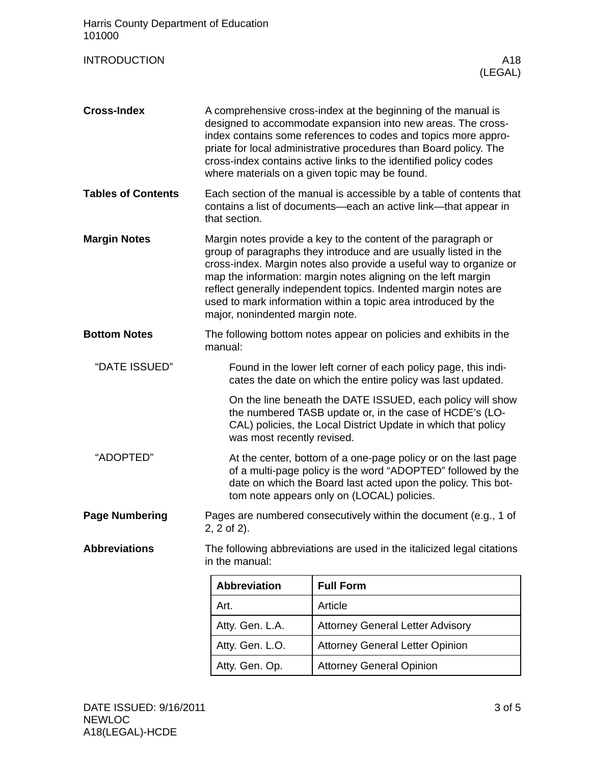## Cross-Index

A comprehensive cross-index at the beginning of the manual is designed to accommodate expansion into new areas. The cross-index contains some references to codes and topics more appropriate for local administrative procedures than Board policy. The cross-index contains active links to the identified policy codes where materials on a given topic may be found.

## Tables of Contents

Each section of the manual is accessible by a table of contents that contains a list of documents—each an active link—that appear in that section.

## Margin Notes

Margin notes provide a key to the content of the paragraph or group of paragraphs they introduce and are usually listed in the cross-index. Margin notes also provide a useful way to organize or map the information: margin notes aligning on the left margin reflect generally independent topics. Indented margin notes are used to mark information within a topic area introduced by the major, nonindented margin note.

## Bottom Notes

The following bottom notes appear on policies and exhibits in the manual:

### "DATE ISSUED"

Found in the lower left corner of each policy page, this indicates the date on which the entire policy was last updated.

On the line beneath the DATE ISSUED, each policy will show the numbered TASB update or, in the case of HCDE's (LOCAL) policies, the Local District Update in which that policy was most recently revised.

### "ADOPTED"

At the center, bottom of a one-page policy or on the last page of a multi-page policy is the word "ADOPTED" followed by the date on which the Board last acted upon the policy. This bottom note appears only on (LOCAL) policies.

## Page Numbering

Pages are numbered consecutively within the document (e.g., 1 of 2, 2 of 2).

## Abbreviations

The following abbreviations are used in the italicized legal citations in the manual:

| Abbreviation | Full Form |
|---|---|
| Art. | Article |
| Atty. Gen. L.A. | Attorney General Letter Advisory |
| Atty. Gen. L.O. | Attorney General Letter Opinion |
| Atty. Gen. Op. | Attorney General Opinion |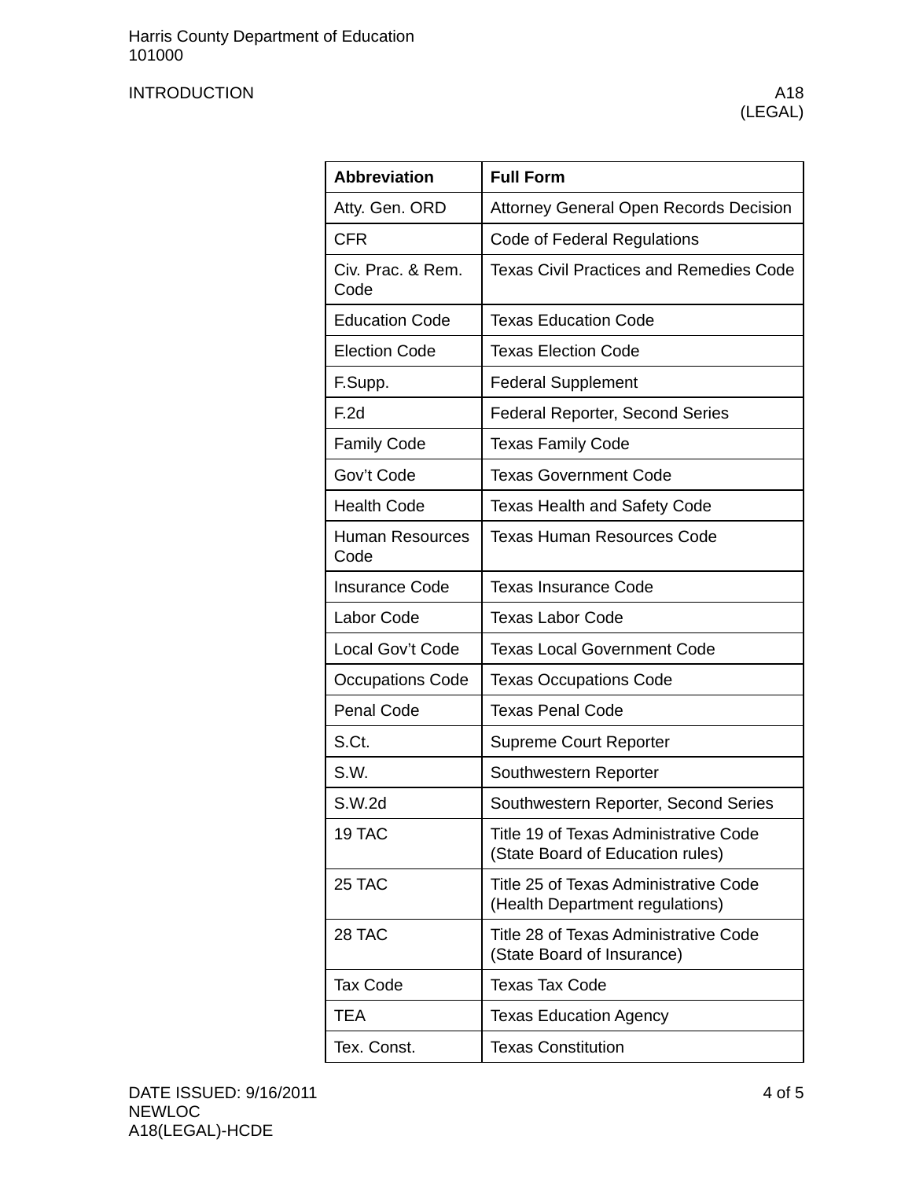| Abbreviation | Full Form |
|---|---|
| Atty. Gen. ORD | Attorney General Open Records Decision |
| CFR | Code of Federal Regulations |
| Civ. Prac. & Rem. Code | Texas Civil Practices and Remedies Code |
| Education Code | Texas Education Code |
| Election Code | Texas Election Code |
| F.Supp. | Federal Supplement |
| F.2d | Federal Reporter, Second Series |
| Family Code | Texas Family Code |
| Gov't Code | Texas Government Code |
| Health Code | Texas Health and Safety Code |
| Human Resources Code | Texas Human Resources Code |
| Insurance Code | Texas Insurance Code |
| Labor Code | Texas Labor Code |
| Local Gov't Code | Texas Local Government Code |
| Occupations Code | Texas Occupations Code |
| Penal Code | Texas Penal Code |
| S.Ct. | Supreme Court Reporter |
| S.W. | Southwestern Reporter |
| S.W.2d | Southwestern Reporter, Second Series |
| 19 TAC | Title 19 of Texas Administrative Code (State Board of Education rules) |
| 25 TAC | Title 25 of Texas Administrative Code (Health Department regulations) |
| 28 TAC | Title 28 of Texas Administrative Code (State Board of Insurance) |
| Tax Code | Texas Tax Code |
| TEA | Texas Education Agency |
| Tex. Const. | Texas Constitution |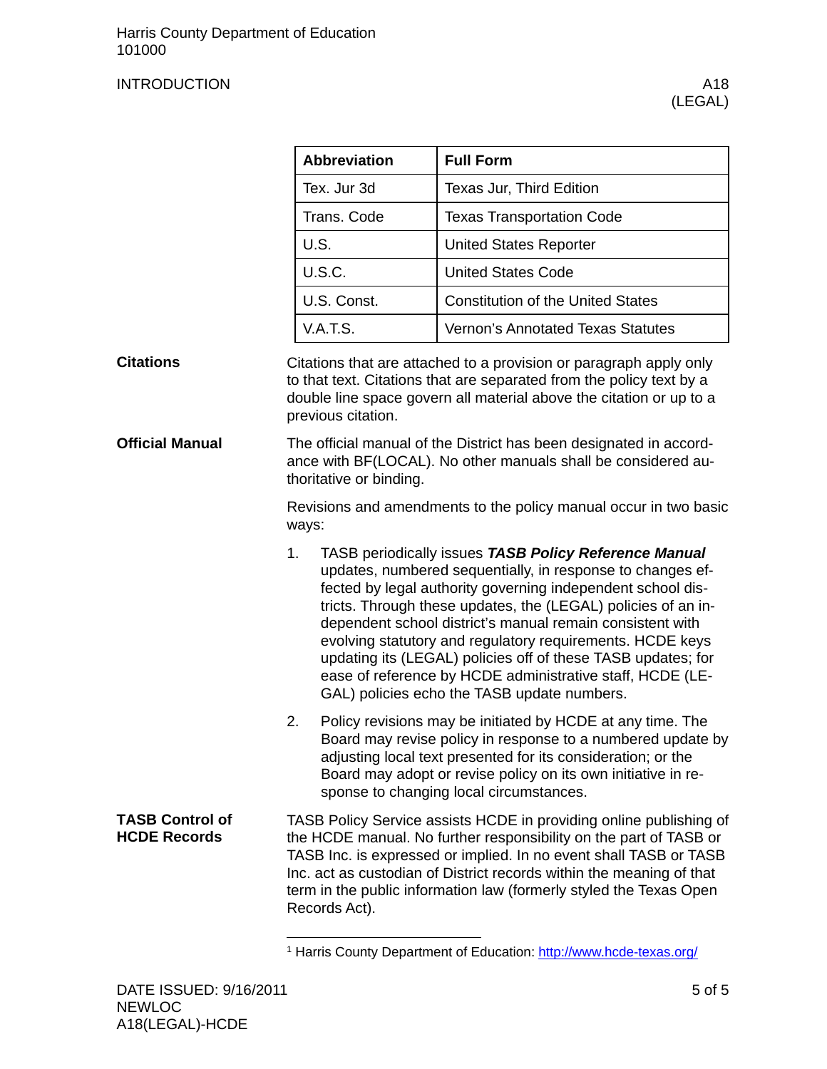| Abbreviation | Full Form |
|---|---|
| Tex. Jur 3d | Texas Jur, Third Edition |
| Trans. Code | Texas Transportation Code |
| U.S. | United States Reporter |
| U.S.C. | United States Code |
| U.S. Const. | Constitution of the United States |
| V.A.T.S. | Vernon's Annotated Texas Statutes |

**Citations**

Citations that are attached to a provision or paragraph apply only to that text. Citations that are separated from the policy text by a double line space govern all material above the citation or up to a previous citation.

**Official Manual**

The official manual of the District has been designated in accordance with BF(LOCAL). No other manuals shall be considered authoritative or binding.

Revisions and amendments to the policy manual occur in two basic ways:

1. TASB periodically issues ***TASB Policy Reference Manual*** updates, numbered sequentially, in response to changes effected by legal authority governing independent school districts. Through these updates, the (LEGAL) policies of an independent school district's manual remain consistent with evolving statutory and regulatory requirements. HCDE keys updating its (LEGAL) policies off of these TASB updates; for ease of reference by HCDE administrative staff, HCDE (LEGAL) policies echo the TASB update numbers.
2. Policy revisions may be initiated by HCDE at any time. The Board may revise policy in response to a numbered update by adjusting local text presented for its consideration; or the Board may adopt or revise policy on its own initiative in response to changing local circumstances.

**TASB Control of HCDE Records**

TASB Policy Service assists HCDE in providing online publishing of the HCDE manual. No further responsibility on the part of TASB or TASB Inc. is expressed or implied. In no event shall TASB or TASB Inc. act as custodian of District records within the meaning of that term in the public information law (formerly styled the Texas Open Records Act).

[1] Harris County Department of Education: http://www.hcde-texas.org/